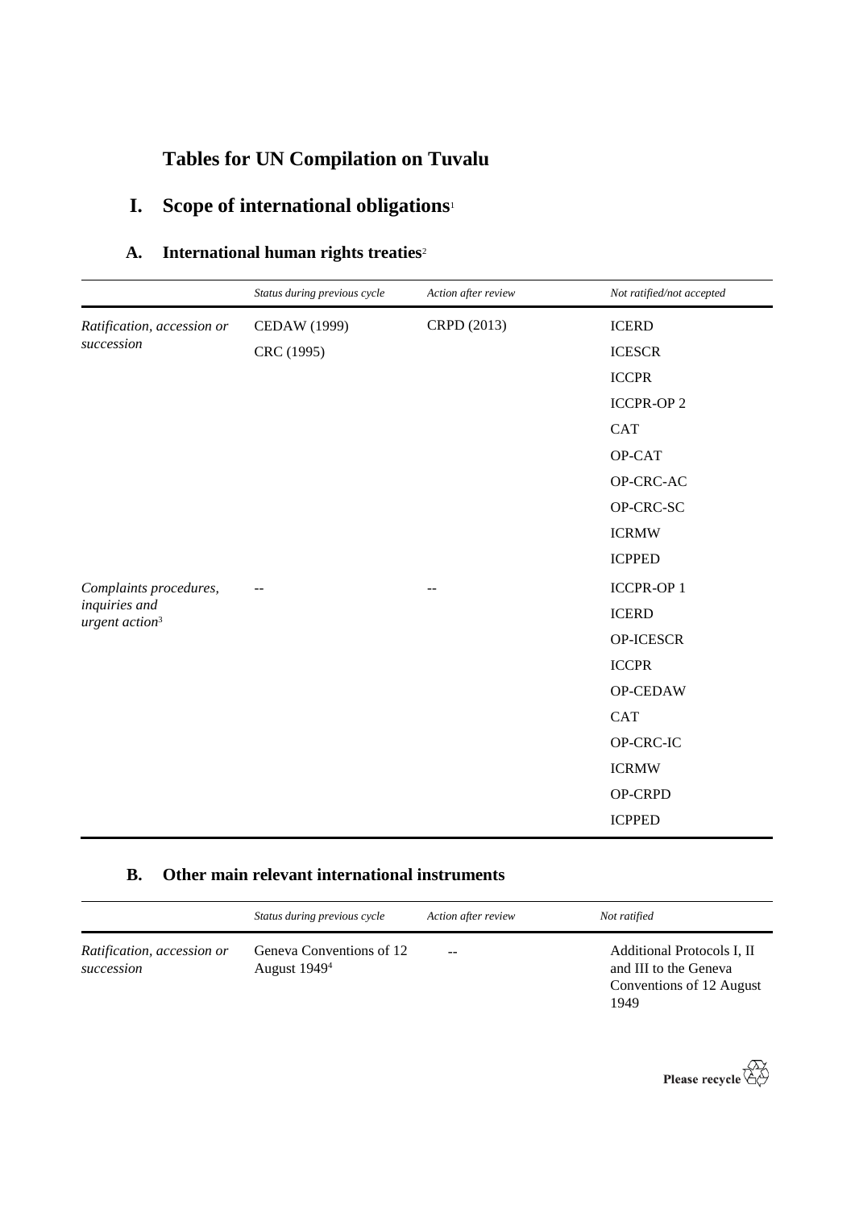# Tables for UN Compilation on Tuvalu

## I. Scope of international obligations[1]

### A. International human rights treaties[2]

| | *Status during previous cycle* | *Action after review* | *Not ratified/not accepted* |
|---|---|---|---|
| *Ratification, accession or succession* | CEDAW (1999)<br>CRC (1995) | CRPD (2013) | ICERD<br>ICESCR<br>ICCPR<br>ICCPR-OP 2<br>CAT<br>OP-CAT<br>OP-CRC-AC<br>OP-CRC-SC<br>ICRMW<br>ICPPED |
| *Complaints procedures, inquiries and urgent action*[3] | -- | -- | ICCPR-OP 1<br>ICERD<br>OP-ICESCR<br>ICCPR<br>OP-CEDAW<br>CAT<br>OP-CRC-IC<br>ICRMW<br>OP-CRPD<br>ICPPED |

### B. Other main relevant international instruments

| | *Status during previous cycle* | *Action after review* | *Not ratified* |
|---|---|---|---|
| *Ratification, accession or succession* | Geneva Conventions of 12 August 1949[4] | -- | Additional Protocols I, II and III to the Geneva Conventions of 12 August 1949 |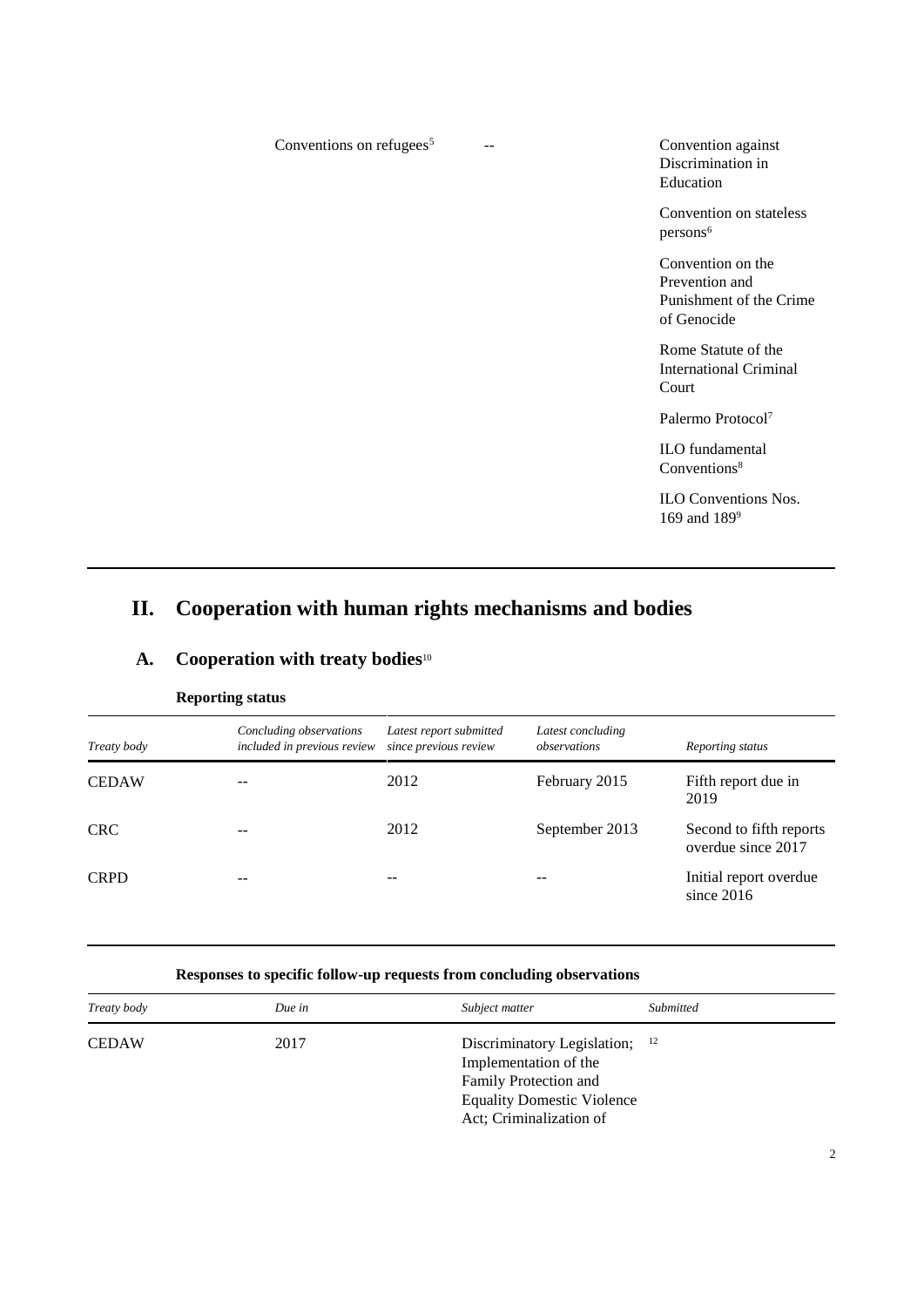| | | |
|---|---|---|
| Conventions on refugees[5] | -- | Convention against Discrimination in Education |
| | | Convention on stateless persons[6] |
| | | Convention on the Prevention and Punishment of the Crime of Genocide |
| | | Rome Statute of the International Criminal Court |
| | | Palermo Protocol[7] |
| | | ILO fundamental Conventions[8] |
| | | ILO Conventions Nos. 169 and 189[9] |

# II. Cooperation with human rights mechanisms and bodies

## A. Cooperation with treaty bodies[10]

**Reporting status**

| *Treaty body* | *Concluding observations included in previous review* | *Latest report submitted since previous review* | *Latest concluding observations* | *Reporting status* |
|---|---|---|---|---|
| CEDAW | -- | 2012 | February 2015 | Fifth report due in 2019 |
| CRC | -- | 2012 | September 2013 | Second to fifth reports overdue since 2017 |
| CRPD | -- | -- | -- | Initial report overdue since 2016 |

**Responses to specific follow-up requests from concluding observations**

| *Treaty body* | *Due in* | *Subject matter* | *Submitted* |
|---|---|---|---|
| CEDAW | 2017 | Discriminatory Legislation; Implementation of the Family Protection and Equality Domestic Violence Act; Criminalization of | [12] |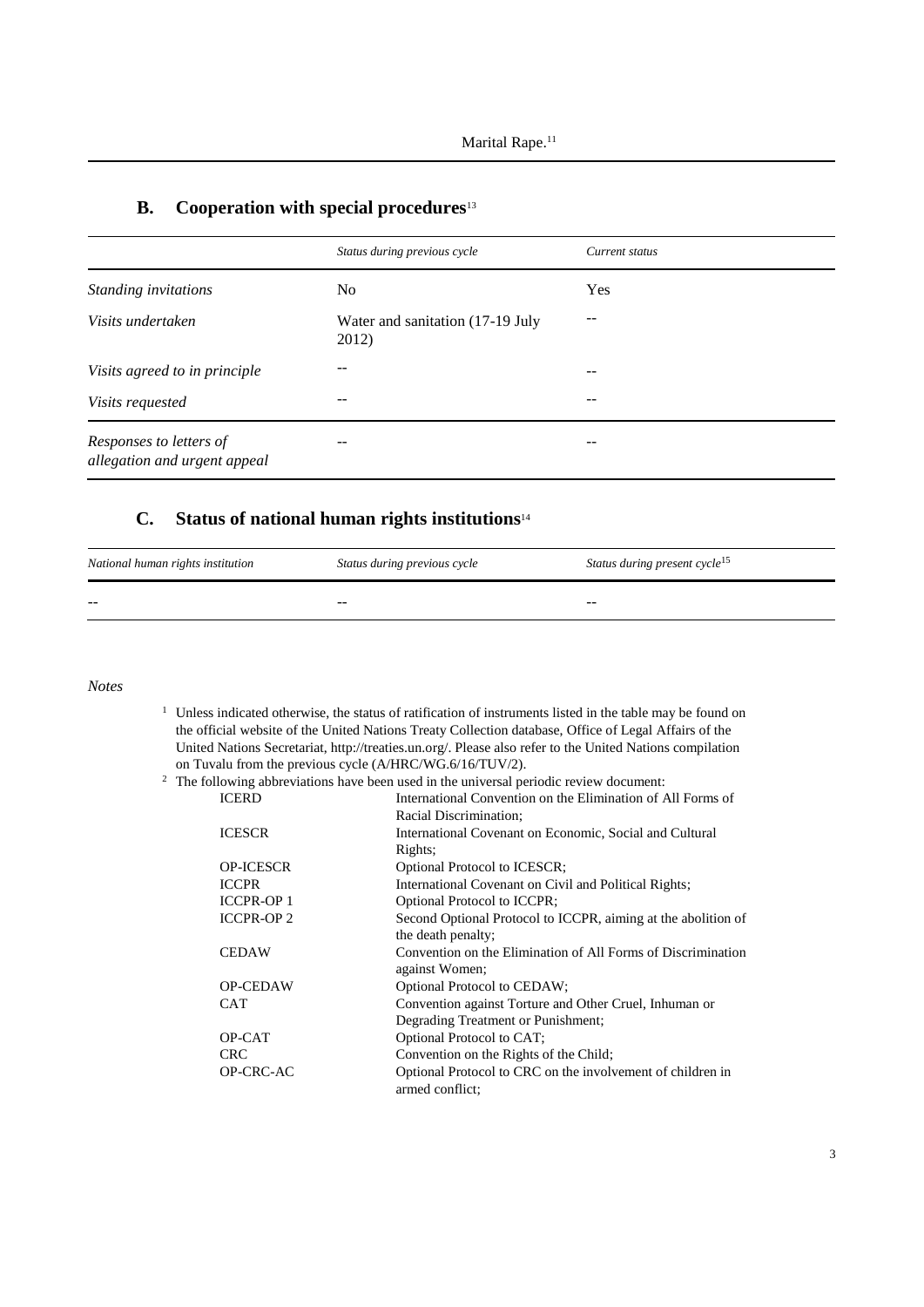Marital Rape.[11]

## B. Cooperation with special procedures[13]

| | *Status during previous cycle* | *Current status* |
|---|---|---|
| *Standing invitations* | No | Yes |
| *Visits undertaken* | Water and sanitation (17-19 July 2012) | -- |
| *Visits agreed to in principle* | -- | -- |
| *Visits requested* | -- | -- |
| *Responses to letters of allegation and urgent appeal* | -- | -- |

## C. Status of national human rights institutions[14]

| *National human rights institution* | *Status during previous cycle* | *Status during present cycle*[15] |
|---|---|---|
| -- | -- | -- |

*Notes*

[1] Unless indicated otherwise, the status of ratification of instruments listed in the table may be found on the official website of the United Nations Treaty Collection database, Office of Legal Affairs of the United Nations Secretariat, http://treaties.un.org/. Please also refer to the United Nations compilation on Tuvalu from the previous cycle (A/HRC/WG.6/16/TUV/2).

[2] The following abbreviations have been used in the universal periodic review document:

| | |
|---|---|
| ICERD | International Convention on the Elimination of All Forms of Racial Discrimination; |
| ICESCR | International Covenant on Economic, Social and Cultural Rights; |
| OP-ICESCR | Optional Protocol to ICESCR; |
| ICCPR | International Covenant on Civil and Political Rights; |
| ICCPR-OP 1 | Optional Protocol to ICCPR; |
| ICCPR-OP 2 | Second Optional Protocol to ICCPR, aiming at the abolition of the death penalty; |
| CEDAW | Convention on the Elimination of All Forms of Discrimination against Women; |
| OP-CEDAW | Optional Protocol to CEDAW; |
| CAT | Convention against Torture and Other Cruel, Inhuman or Degrading Treatment or Punishment; |
| OP-CAT | Optional Protocol to CAT; |
| CRC | Convention on the Rights of the Child; |
| OP-CRC-AC | Optional Protocol to CRC on the involvement of children in armed conflict; |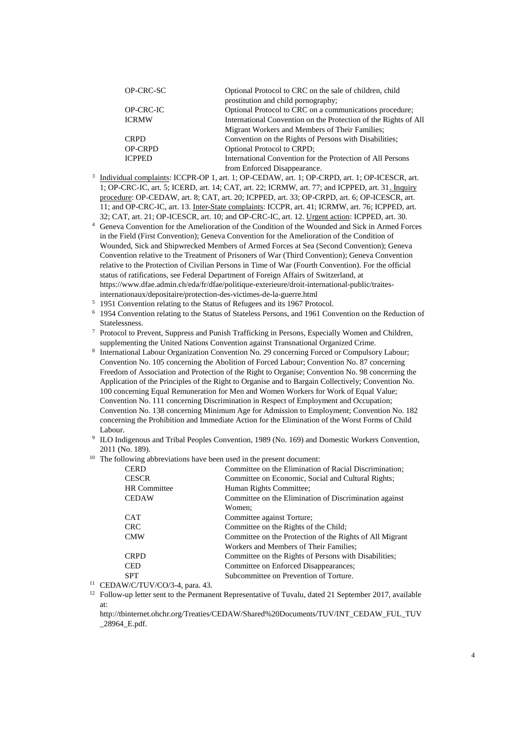| | |
|---|---|
| OP-CRC-SC | Optional Protocol to CRC on the sale of children, child prostitution and child pornography; |
| OP-CRC-IC | Optional Protocol to CRC on a communications procedure; |
| ICRMW | International Convention on the Protection of the Rights of All Migrant Workers and Members of Their Families; |
| CRPD | Convention on the Rights of Persons with Disabilities; |
| OP-CRPD | Optional Protocol to CRPD; |
| ICPPED | International Convention for the Protection of All Persons from Enforced Disappearance. |

[3] Individual complaints: ICCPR-OP 1, art. 1; OP-CEDAW, art. 1; OP-CRPD, art. 1; OP-ICESCR, art. 1; OP-CRC-IC, art. 5; ICERD, art. 14; CAT, art. 22; ICRMW, art. 77; and ICPPED, art. 31. Inquiry procedure: OP-CEDAW, art. 8; CAT, art. 20; ICPPED, art. 33; OP-CRPD, art. 6; OP-ICESCR, art. 11; and OP-CRC-IC, art. 13. Inter-State complaints: ICCPR, art. 41; ICRMW, art. 76; ICPPED, art. 32; CAT, art. 21; OP-ICESCR, art. 10; and OP-CRC-IC, art. 12. Urgent action: ICPPED, art. 30.

[4] Geneva Convention for the Amelioration of the Condition of the Wounded and Sick in Armed Forces in the Field (First Convention); Geneva Convention for the Amelioration of the Condition of Wounded, Sick and Shipwrecked Members of Armed Forces at Sea (Second Convention); Geneva Convention relative to the Treatment of Prisoners of War (Third Convention); Geneva Convention relative to the Protection of Civilian Persons in Time of War (Fourth Convention). For the official status of ratifications, see Federal Department of Foreign Affairs of Switzerland, at https://www.dfae.admin.ch/eda/fr/dfae/politique-exterieure/droit-international-public/traites-internationaux/depositaire/protection-des-victimes-de-la-guerre.html

[5] 1951 Convention relating to the Status of Refugees and its 1967 Protocol.

[6] 1954 Convention relating to the Status of Stateless Persons, and 1961 Convention on the Reduction of Statelessness.

[7] Protocol to Prevent, Suppress and Punish Trafficking in Persons, Especially Women and Children, supplementing the United Nations Convention against Transnational Organized Crime.

[8] International Labour Organization Convention No. 29 concerning Forced or Compulsory Labour; Convention No. 105 concerning the Abolition of Forced Labour; Convention No. 87 concerning Freedom of Association and Protection of the Right to Organise; Convention No. 98 concerning the Application of the Principles of the Right to Organise and to Bargain Collectively; Convention No. 100 concerning Equal Remuneration for Men and Women Workers for Work of Equal Value; Convention No. 111 concerning Discrimination in Respect of Employment and Occupation; Convention No. 138 concerning Minimum Age for Admission to Employment; Convention No. 182 concerning the Prohibition and Immediate Action for the Elimination of the Worst Forms of Child Labour.

[9] ILO Indigenous and Tribal Peoples Convention, 1989 (No. 169) and Domestic Workers Convention, 2011 (No. 189).

[10] The following abbreviations have been used in the present document:

| | |
|---|---|
| CERD | Committee on the Elimination of Racial Discrimination; |
| CESCR | Committee on Economic, Social and Cultural Rights; |
| HR Committee | Human Rights Committee; |
| CEDAW | Committee on the Elimination of Discrimination against Women; |
| CAT | Committee against Torture; |
| CRC | Committee on the Rights of the Child; |
| CMW | Committee on the Protection of the Rights of All Migrant Workers and Members of Their Families; |
| CRPD | Committee on the Rights of Persons with Disabilities; |
| CED | Committee on Enforced Disappearances; |
| SPT | Subcommittee on Prevention of Torture. |

[11] CEDAW/C/TUV/CO/3-4, para. 43.

[12] Follow-up letter sent to the Permanent Representative of Tuvalu, dated 21 September 2017, available at: http://tbinternet.ohchr.org/Treaties/CEDAW/Shared%20Documents/TUV/INT_CEDAW_FUL_TUV_28964_E.pdf.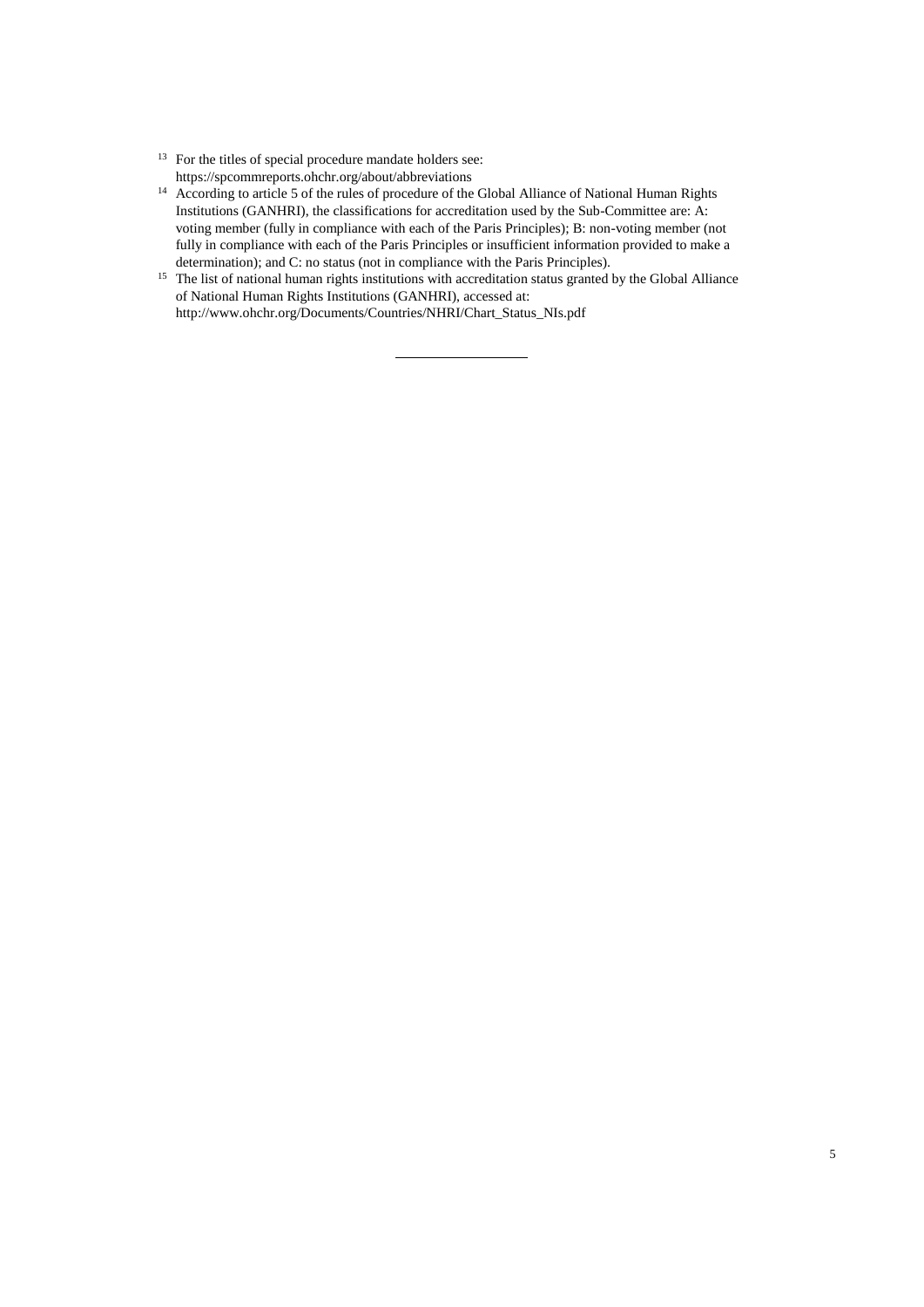[13] For the titles of special procedure mandate holders see: https://spcommreports.ohchr.org/about/abbreviations

[14] According to article 5 of the rules of procedure of the Global Alliance of National Human Rights Institutions (GANHRI), the classifications for accreditation used by the Sub-Committee are: A: voting member (fully in compliance with each of the Paris Principles); B: non-voting member (not fully in compliance with each of the Paris Principles or insufficient information provided to make a determination); and C: no status (not in compliance with the Paris Principles).

[15] The list of national human rights institutions with accreditation status granted by the Global Alliance of National Human Rights Institutions (GANHRI), accessed at: http://www.ohchr.org/Documents/Countries/NHRI/Chart_Status_NIs.pdf